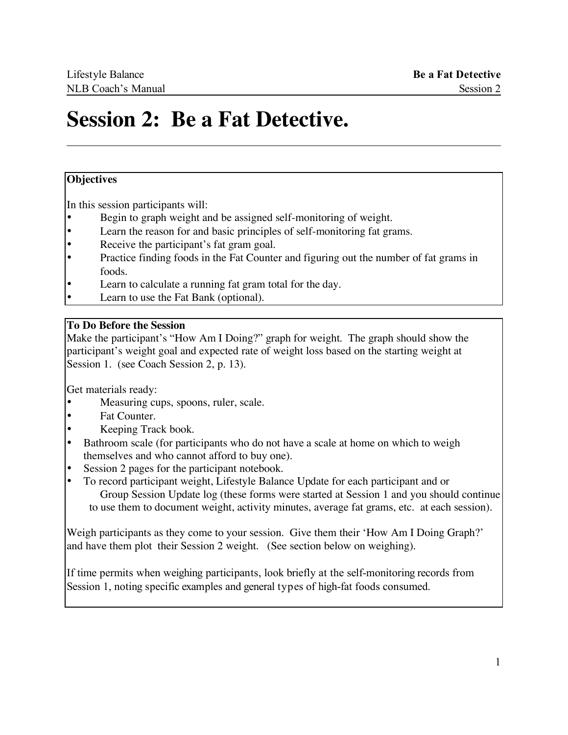# Session 2: Be a Fat Detective.

**Objectives**

In this session participants will:

- Begin to graph weight and be assigned self-monitoring of weight.
- Learn the reason for and basic principles of self-monitoring fat grams.
- Receive the participant's fat gram goal.
- Practice finding foods in the Fat Counter and figuring out the number of fat grams in foods.
- Learn to calculate a running fat gram total for the day.
- Learn to use the Fat Bank (optional).

**To Do Before the Session**

Make the participant's "How Am I Doing?" graph for weight. The graph should show the participant's weight goal and expected rate of weight loss based on the starting weight at Session 1. (see Coach Session 2, p. 13).

Get materials ready:

- Measuring cups, spoons, ruler, scale.
- Fat Counter.
- Keeping Track book.
- Bathroom scale (for participants who do not have a scale at home on which to weigh themselves and who cannot afford to buy one).
- Session 2 pages for the participant notebook.
- To record participant weight, Lifestyle Balance Update for each participant and or Group Session Update log (these forms were started at Session 1 and you should continue to use them to document weight, activity minutes, average fat grams, etc. at each session).

Weigh participants as they come to your session. Give them their 'How Am I Doing Graph?' and have them plot their Session 2 weight. (See section below on weighing).

If time permits when weighing participants, look briefly at the self-monitoring records from Session 1, noting specific examples and general types of high-fat foods consumed.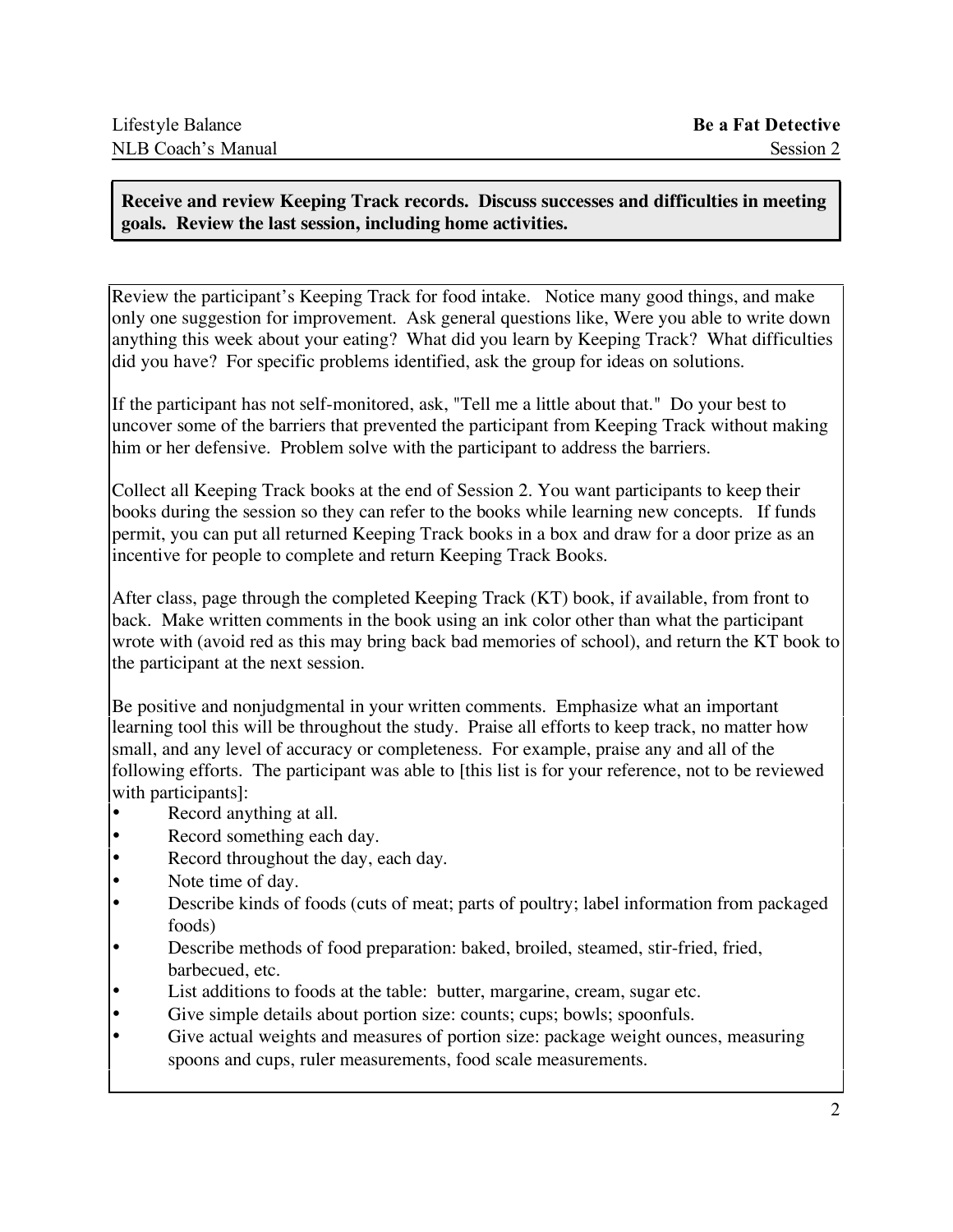**Receive and review Keeping Track records. Discuss successes and difficulties in meeting goals. Review the last session, including home activities.**

Review the participant's Keeping Track for food intake. Notice many good things, and make only one suggestion for improvement. Ask general questions like, Were you able to write down anything this week about your eating? What did you learn by Keeping Track? What difficulties did you have? For specific problems identified, ask the group for ideas on solutions.

If the participant has not self-monitored, ask, "Tell me a little about that." Do your best to uncover some of the barriers that prevented the participant from Keeping Track without making him or her defensive. Problem solve with the participant to address the barriers.

Collect all Keeping Track books at the end of Session 2. You want participants to keep their books during the session so they can refer to the books while learning new concepts. If funds permit, you can put all returned Keeping Track books in a box and draw for a door prize as an incentive for people to complete and return Keeping Track Books.

After class, page through the completed Keeping Track (KT) book, if available, from front to back. Make written comments in the book using an ink color other than what the participant wrote with (avoid red as this may bring back bad memories of school), and return the KT book to the participant at the next session.

Be positive and nonjudgmental in your written comments. Emphasize what an important learning tool this will be throughout the study. Praise all efforts to keep track, no matter how small, and any level of accuracy or completeness. For example, praise any and all of the following efforts. The participant was able to [this list is for your reference, not to be reviewed with participants]:

- Record anything at all.
- Record something each day.
- Record throughout the day, each day.
- Note time of day.
- Describe kinds of foods (cuts of meat; parts of poultry; label information from packaged foods)
- Describe methods of food preparation: baked, broiled, steamed, stir-fried, fried, barbecued, etc.
- List additions to foods at the table: butter, margarine, cream, sugar etc.
- Give simple details about portion size: counts; cups; bowls; spoonfuls.
- Give actual weights and measures of portion size: package weight ounces, measuring spoons and cups, ruler measurements, food scale measurements.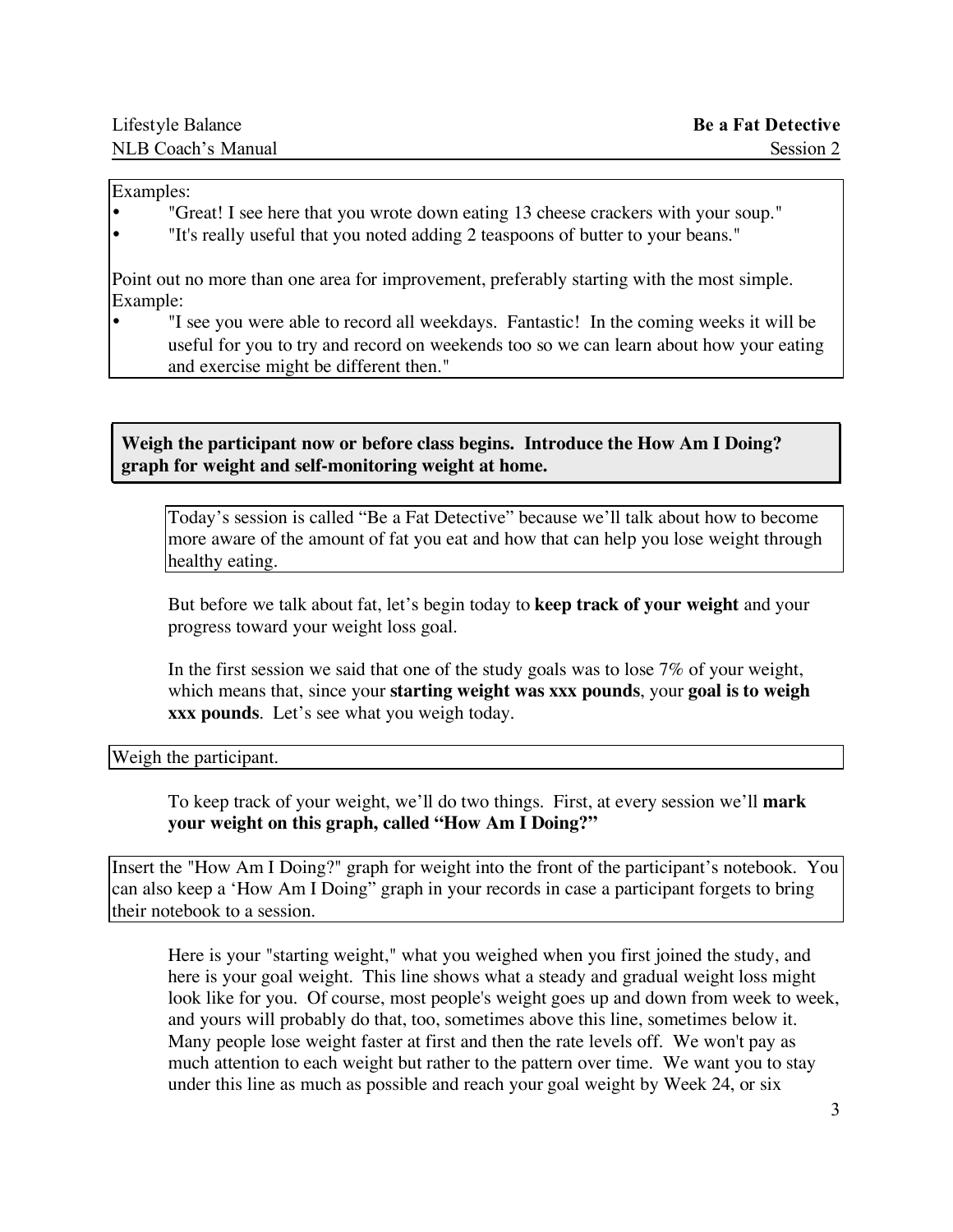Examples:

- "Great! I see here that you wrote down eating 13 cheese crackers with your soup."
- "It's really useful that you noted adding 2 teaspoons of butter to your beans."

Point out no more than one area for improvement, preferably starting with the most simple. Example:

- "I see you were able to record all weekdays. Fantastic! In the coming weeks it will be useful for you to try and record on weekends too so we can learn about how your eating and exercise might be different then."

**Weigh the participant now or before class begins. Introduce the How Am I Doing? graph for weight and self-monitoring weight at home.**

Today's session is called "Be a Fat Detective" because we'll talk about how to become more aware of the amount of fat you eat and how that can help you lose weight through healthy eating.

But before we talk about fat, let's begin today to **keep track of your weight** and your progress toward your weight loss goal.

In the first session we said that one of the study goals was to lose 7% of your weight, which means that, since your **starting weight was xxx pounds**, your **goal is to weigh xxx pounds**. Let's see what you weigh today.

Weigh the participant.

To keep track of your weight, we'll do two things. First, at every session we'll **mark your weight on this graph, called "How Am I Doing?"**

Insert the "How Am I Doing?" graph for weight into the front of the participant's notebook. You can also keep a 'How Am I Doing" graph in your records in case a participant forgets to bring their notebook to a session.

Here is your "starting weight," what you weighed when you first joined the study, and here is your goal weight. This line shows what a steady and gradual weight loss might look like for you. Of course, most people's weight goes up and down from week to week, and yours will probably do that, too, sometimes above this line, sometimes below it. Many people lose weight faster at first and then the rate levels off. We won't pay as much attention to each weight but rather to the pattern over time. We want you to stay under this line as much as possible and reach your goal weight by Week 24, or six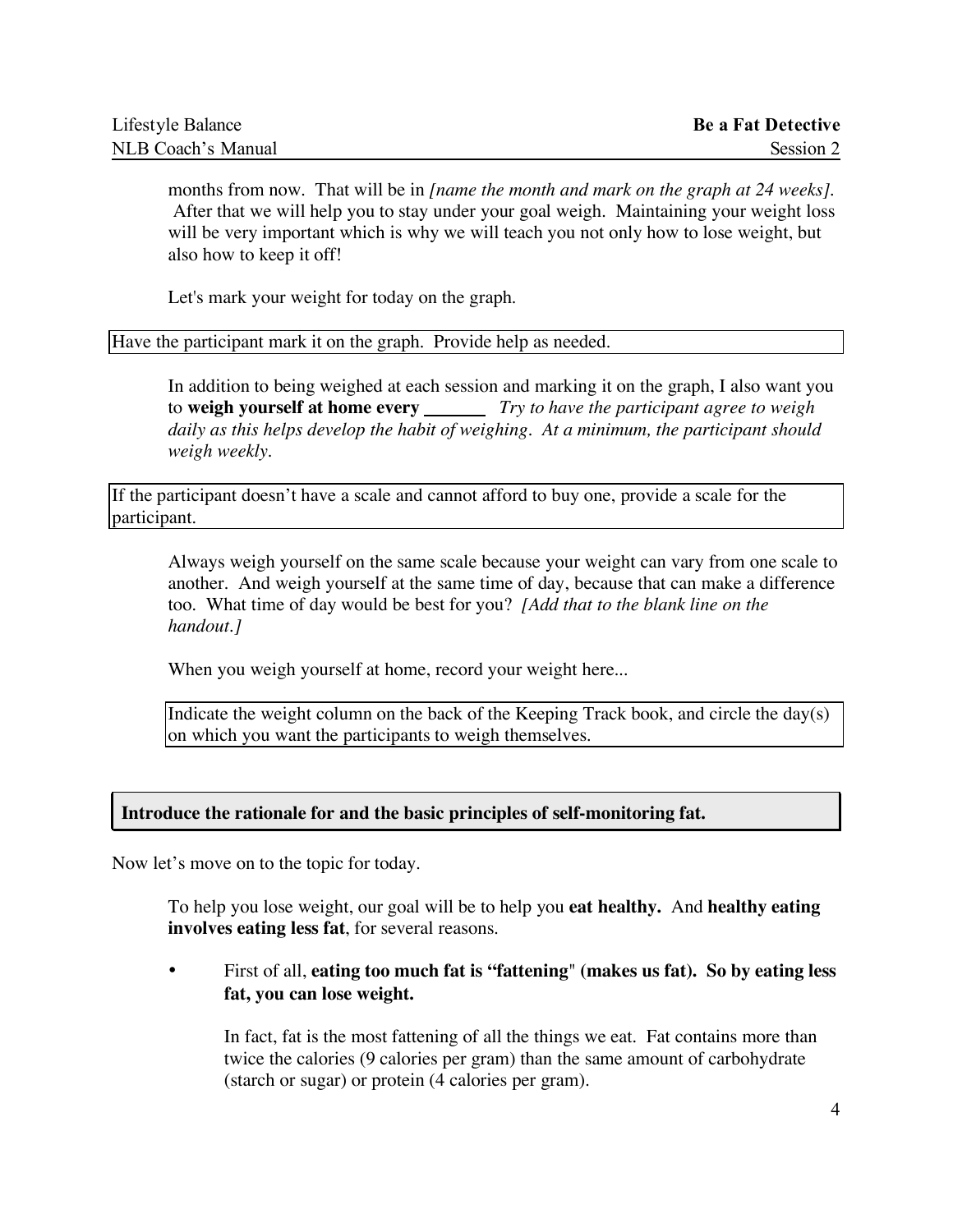months from now. That will be in *[name the month and mark on the graph at 24 weeks].* After that we will help you to stay under your goal weigh. Maintaining your weight loss will be very important which is why we will teach you not only how to lose weight, but also how to keep it off!

Let's mark your weight for today on the graph.

Have the participant mark it on the graph. Provide help as needed.

In addition to being weighed at each session and marking it on the graph, I also want you to **weigh yourself at home every _______** *Try to have the participant agree to weigh daily as this helps develop the habit of weighing. At a minimum, the participant should weigh weekly.*

If the participant doesn't have a scale and cannot afford to buy one, provide a scale for the participant.

Always weigh yourself on the same scale because your weight can vary from one scale to another. And weigh yourself at the same time of day, because that can make a difference too. What time of day would be best for you? *[Add that to the blank line on the handout.]*

When you weigh yourself at home, record your weight here...

Indicate the weight column on the back of the Keeping Track book, and circle the day(s) on which you want the participants to weigh themselves.

**Introduce the rationale for and the basic principles of self-monitoring fat.**

Now let's move on to the topic for today.

To help you lose weight, our goal will be to help you **eat healthy.** And **healthy eating involves eating less fat**, for several reasons.

- First of all, **eating too much fat is "fattening" (makes us fat). So by eating less fat, you can lose weight.**

  In fact, fat is the most fattening of all the things we eat. Fat contains more than twice the calories (9 calories per gram) than the same amount of carbohydrate (starch or sugar) or protein (4 calories per gram).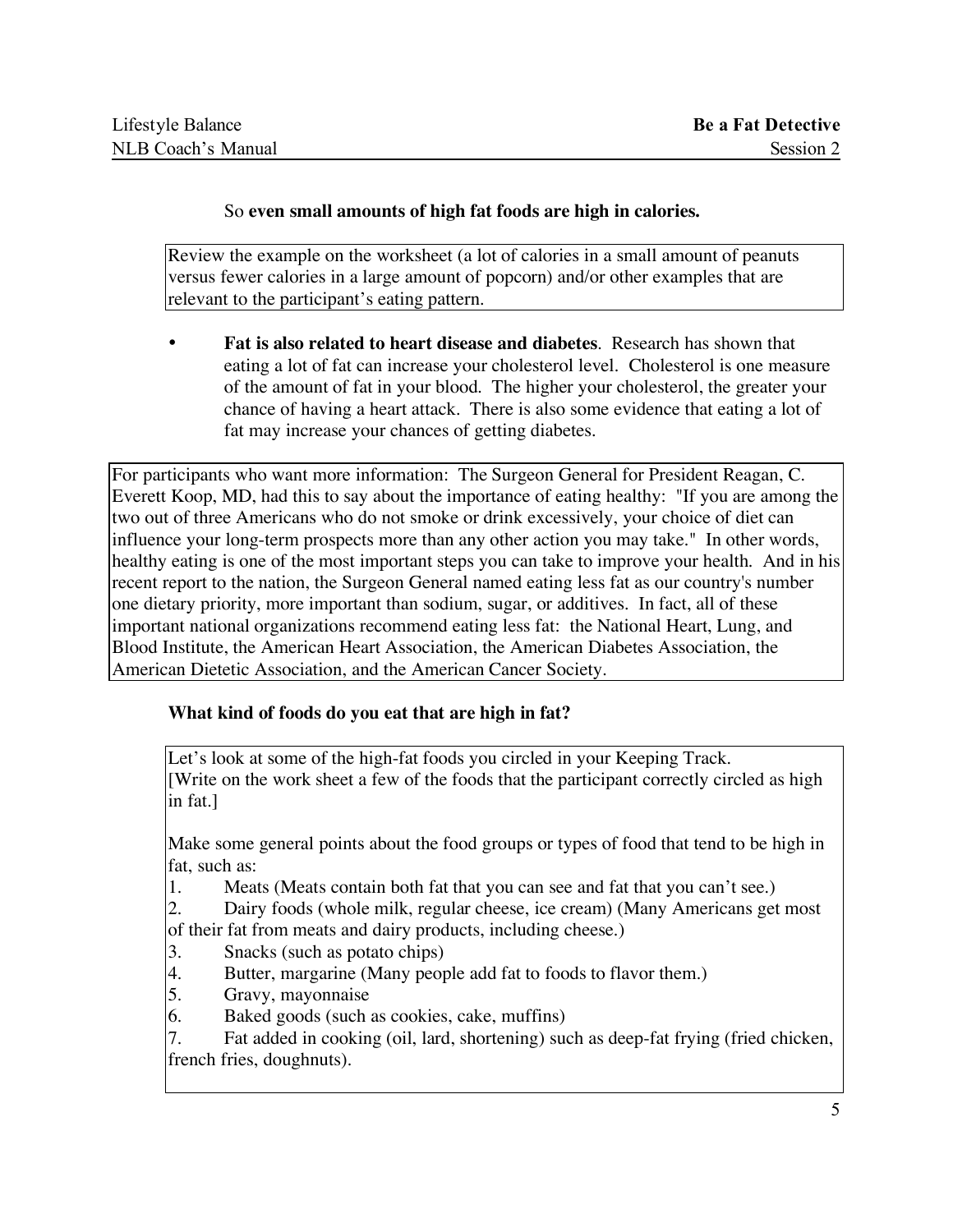So **even small amounts of high fat foods are high in calories.**

Review the example on the worksheet (a lot of calories in a small amount of peanuts versus fewer calories in a large amount of popcorn) and/or other examples that are relevant to the participant's eating pattern.

- **Fat is also related to heart disease and diabetes**. Research has shown that eating a lot of fat can increase your cholesterol level. Cholesterol is one measure of the amount of fat in your blood. The higher your cholesterol, the greater your chance of having a heart attack. There is also some evidence that eating a lot of fat may increase your chances of getting diabetes.

For participants who want more information: The Surgeon General for President Reagan, C. Everett Koop, MD, had this to say about the importance of eating healthy: "If you are among the two out of three Americans who do not smoke or drink excessively, your choice of diet can influence your long-term prospects more than any other action you may take." In other words, healthy eating is one of the most important steps you can take to improve your health. And in his recent report to the nation, the Surgeon General named eating less fat as our country's number one dietary priority, more important than sodium, sugar, or additives. In fact, all of these important national organizations recommend eating less fat: the National Heart, Lung, and Blood Institute, the American Heart Association, the American Diabetes Association, the American Dietetic Association, and the American Cancer Society.

**What kind of foods do you eat that are high in fat?**

Let's look at some of the high-fat foods you circled in your Keeping Track.
[Write on the work sheet a few of the foods that the participant correctly circled as high in fat.]

Make some general points about the food groups or types of food that tend to be high in fat, such as:

1. Meats (Meats contain both fat that you can see and fat that you can't see.)
2. Dairy foods (whole milk, regular cheese, ice cream) (Many Americans get most of their fat from meats and dairy products, including cheese.)
3. Snacks (such as potato chips)
4. Butter, margarine (Many people add fat to foods to flavor them.)
5. Gravy, mayonnaise
6. Baked goods (such as cookies, cake, muffins)
7. Fat added in cooking (oil, lard, shortening) such as deep-fat frying (fried chicken, french fries, doughnuts).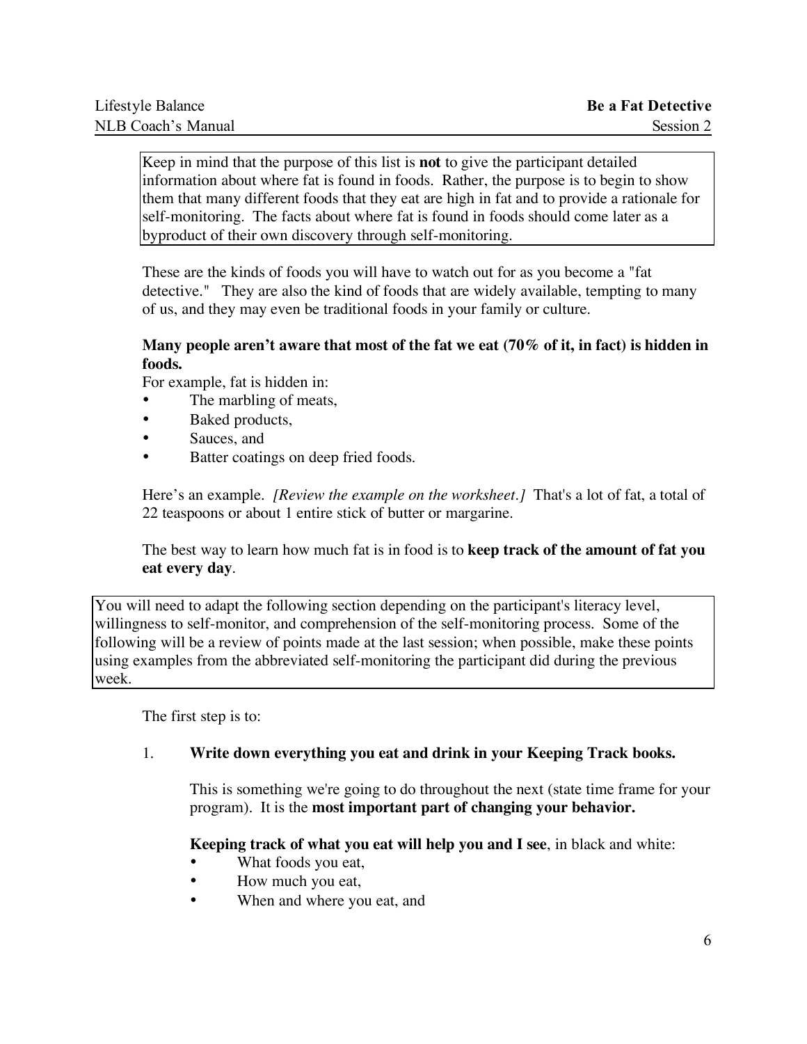Keep in mind that the purpose of this list is **not** to give the participant detailed information about where fat is found in foods. Rather, the purpose is to begin to show them that many different foods that they eat are high in fat and to provide a rationale for self-monitoring. The facts about where fat is found in foods should come later as a byproduct of their own discovery through self-monitoring.

These are the kinds of foods you will have to watch out for as you become a "fat detective." They are also the kind of foods that are widely available, tempting to many of us, and they may even be traditional foods in your family or culture.

**Many people aren't aware that most of the fat we eat (70% of it, in fact) is hidden in foods.**

For example, fat is hidden in:

- The marbling of meats,
- Baked products,
- Sauces, and
- Batter coatings on deep fried foods.

Here's an example. *[Review the example on the worksheet.]* That's a lot of fat, a total of 22 teaspoons or about 1 entire stick of butter or margarine.

The best way to learn how much fat is in food is to **keep track of the amount of fat you eat every day**.

You will need to adapt the following section depending on the participant's literacy level, willingness to self-monitor, and comprehension of the self-monitoring process. Some of the following will be a review of points made at the last session; when possible, make these points using examples from the abbreviated self-monitoring the participant did during the previous week.

The first step is to:

1. **Write down everything you eat and drink in your Keeping Track books.**

   This is something we're going to do throughout the next (state time frame for your program). It is the **most important part of changing your behavior.**

   **Keeping track of what you eat will help you and I see**, in black and white:

   - What foods you eat,
   - How much you eat,
   - When and where you eat, and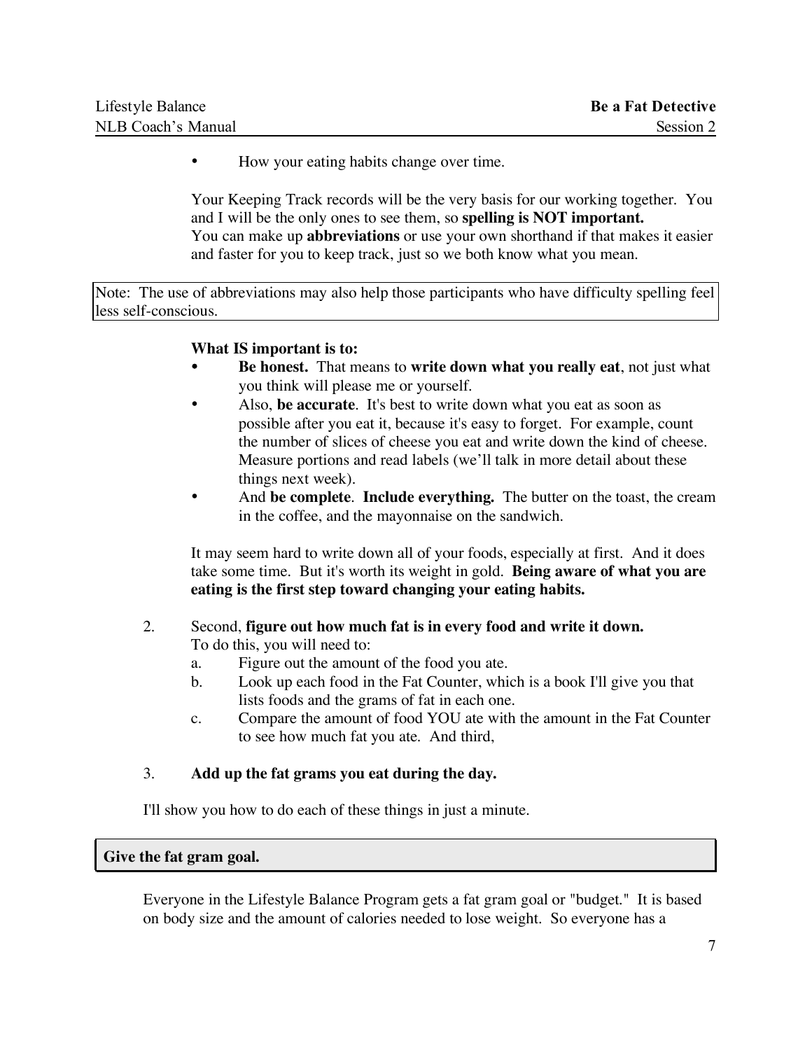- How your eating habits change over time.

Your Keeping Track records will be the very basis for our working together. You and I will be the only ones to see them, so **spelling is NOT important.** You can make up **abbreviations** or use your own shorthand if that makes it easier and faster for you to keep track, just so we both know what you mean.

Note: The use of abbreviations may also help those participants who have difficulty spelling feel less self-conscious.

**What IS important is to:**

- **Be honest.** That means to **write down what you really eat**, not just what you think will please me or yourself.
- Also, **be accurate**. It's best to write down what you eat as soon as possible after you eat it, because it's easy to forget. For example, count the number of slices of cheese you eat and write down the kind of cheese. Measure portions and read labels (we'll talk in more detail about these things next week).
- And **be complete**. **Include everything.** The butter on the toast, the cream in the coffee, and the mayonnaise on the sandwich.

It may seem hard to write down all of your foods, especially at first. And it does take some time. But it's worth its weight in gold. **Being aware of what you are eating is the first step toward changing your eating habits.**

2. Second, **figure out how much fat is in every food and write it down.** To do this, you will need to:
   a. Figure out the amount of the food you ate.
   b. Look up each food in the Fat Counter, which is a book I'll give you that lists foods and the grams of fat in each one.
   c. Compare the amount of food YOU ate with the amount in the Fat Counter to see how much fat you ate. And third,

3. **Add up the fat grams you eat during the day.**

I'll show you how to do each of these things in just a minute.

**Give the fat gram goal.**

Everyone in the Lifestyle Balance Program gets a fat gram goal or "budget." It is based on body size and the amount of calories needed to lose weight. So everyone has a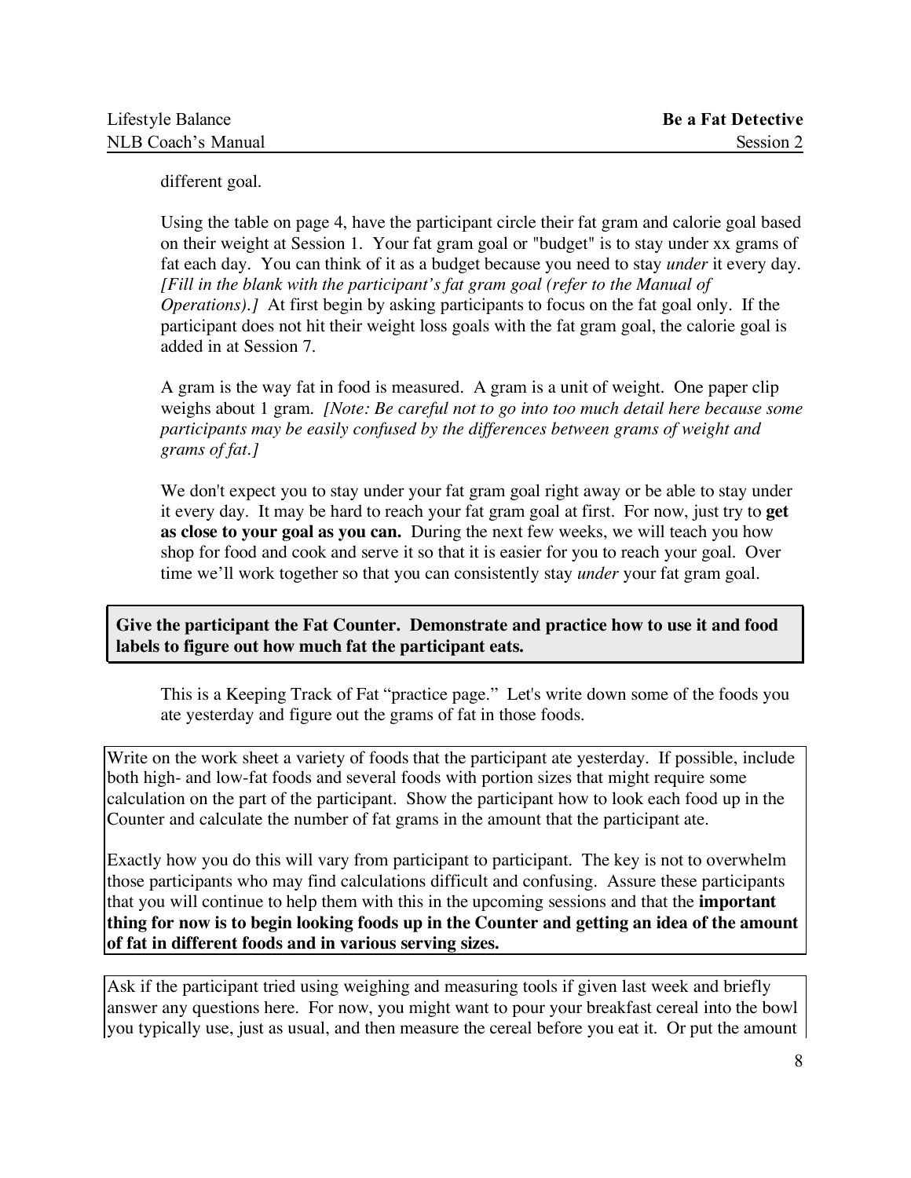different goal.

Using the table on page 4, have the participant circle their fat gram and calorie goal based on their weight at Session 1. Your fat gram goal or "budget" is to stay under xx grams of fat each day. You can think of it as a budget because you need to stay *under* it every day. *[Fill in the blank with the participant's fat gram goal (refer to the Manual of Operations).]* At first begin by asking participants to focus on the fat goal only. If the participant does not hit their weight loss goals with the fat gram goal, the calorie goal is added in at Session 7.

A gram is the way fat in food is measured. A gram is a unit of weight. One paper clip weighs about 1 gram. *[Note: Be careful not to go into too much detail here because some participants may be easily confused by the differences between grams of weight and grams of fat.]*

We don't expect you to stay under your fat gram goal right away or be able to stay under it every day. It may be hard to reach your fat gram goal at first. For now, just try to **get as close to your goal as you can.** During the next few weeks, we will teach you how shop for food and cook and serve it so that it is easier for you to reach your goal. Over time we'll work together so that you can consistently stay *under* your fat gram goal.

**Give the participant the Fat Counter. Demonstrate and practice how to use it and food labels to figure out how much fat the participant eats.**

This is a Keeping Track of Fat "practice page." Let's write down some of the foods you ate yesterday and figure out the grams of fat in those foods.

Write on the work sheet a variety of foods that the participant ate yesterday. If possible, include both high- and low-fat foods and several foods with portion sizes that might require some calculation on the part of the participant. Show the participant how to look each food up in the Counter and calculate the number of fat grams in the amount that the participant ate.

Exactly how you do this will vary from participant to participant. The key is not to overwhelm those participants who may find calculations difficult and confusing. Assure these participants that you will continue to help them with this in the upcoming sessions and that the **important thing for now is to begin looking foods up in the Counter and getting an idea of the amount of fat in different foods and in various serving sizes.**

Ask if the participant tried using weighing and measuring tools if given last week and briefly answer any questions here. For now, you might want to pour your breakfast cereal into the bowl you typically use, just as usual, and then measure the cereal before you eat it. Or put the amount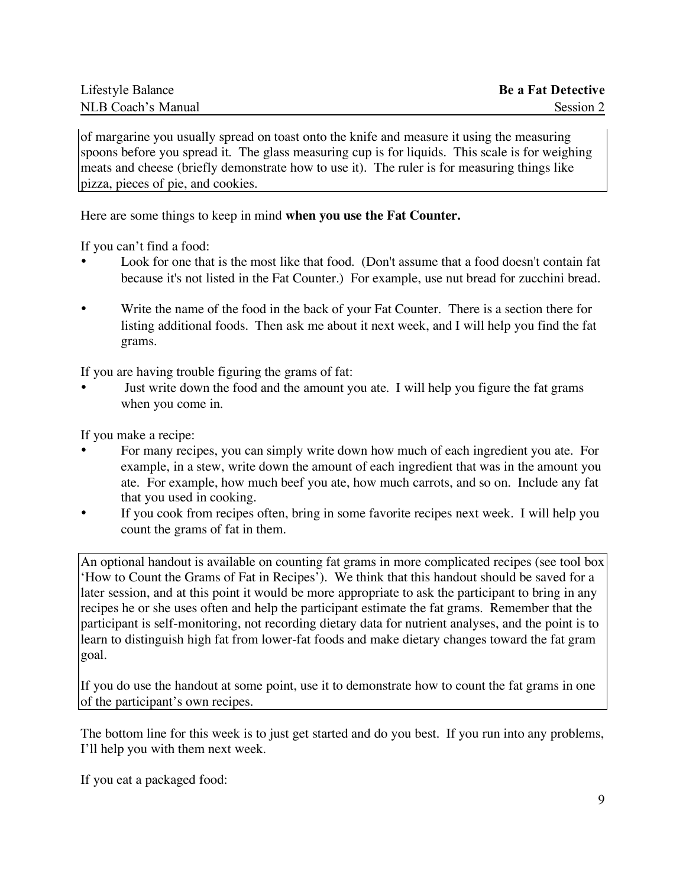of margarine you usually spread on toast onto the knife and measure it using the measuring spoons before you spread it. The glass measuring cup is for liquids. This scale is for weighing meats and cheese (briefly demonstrate how to use it). The ruler is for measuring things like pizza, pieces of pie, and cookies.

Here are some things to keep in mind **when you use the Fat Counter.**

If you can't find a food:

- Look for one that is the most like that food. (Don't assume that a food doesn't contain fat because it's not listed in the Fat Counter.) For example, use nut bread for zucchini bread.
- Write the name of the food in the back of your Fat Counter. There is a section there for listing additional foods. Then ask me about it next week, and I will help you find the fat grams.

If you are having trouble figuring the grams of fat:

- Just write down the food and the amount you ate. I will help you figure the fat grams when you come in.

If you make a recipe:

- For many recipes, you can simply write down how much of each ingredient you ate. For example, in a stew, write down the amount of each ingredient that was in the amount you ate. For example, how much beef you ate, how much carrots, and so on. Include any fat that you used in cooking.
- If you cook from recipes often, bring in some favorite recipes next week. I will help you count the grams of fat in them.

An optional handout is available on counting fat grams in more complicated recipes (see tool box 'How to Count the Grams of Fat in Recipes'). We think that this handout should be saved for a later session, and at this point it would be more appropriate to ask the participant to bring in any recipes he or she uses often and help the participant estimate the fat grams. Remember that the participant is self-monitoring, not recording dietary data for nutrient analyses, and the point is to learn to distinguish high fat from lower-fat foods and make dietary changes toward the fat gram goal.

If you do use the handout at some point, use it to demonstrate how to count the fat grams in one of the participant's own recipes.

The bottom line for this week is to just get started and do you best. If you run into any problems, I'll help you with them next week.

If you eat a packaged food: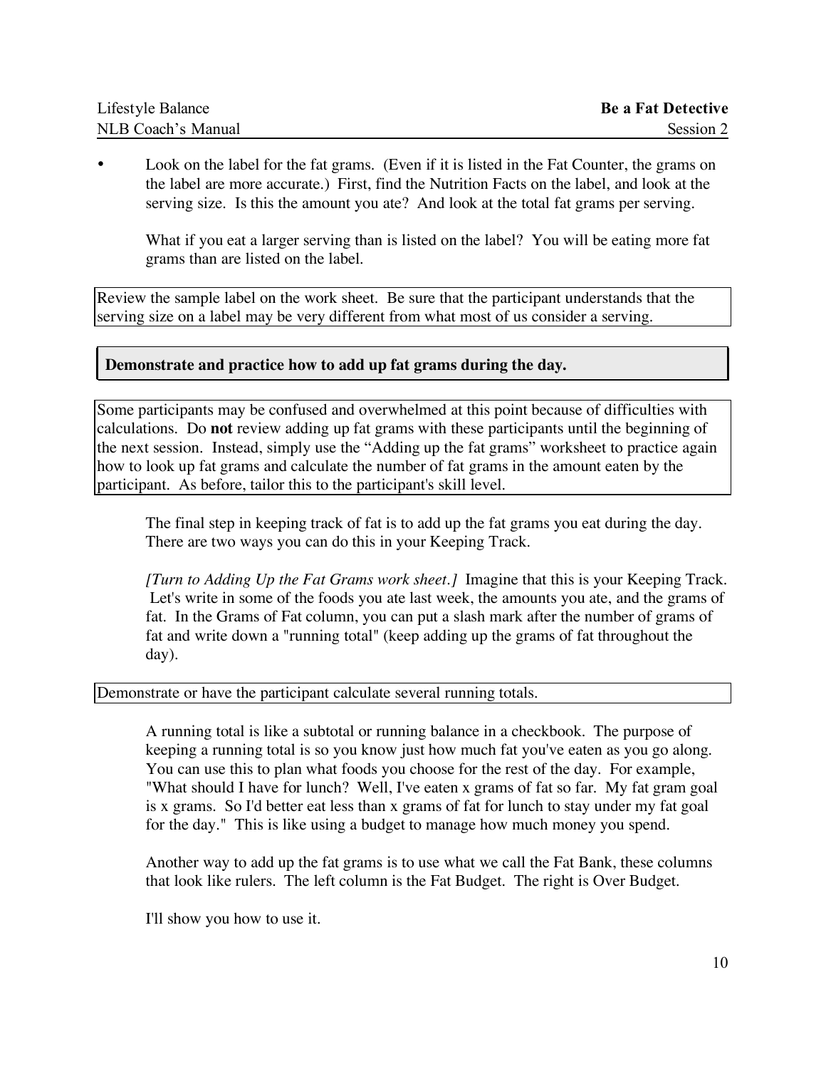- Look on the label for the fat grams. (Even if it is listed in the Fat Counter, the grams on the label are more accurate.) First, find the Nutrition Facts on the label, and look at the serving size. Is this the amount you ate? And look at the total fat grams per serving.

  What if you eat a larger serving than is listed on the label? You will be eating more fat grams than are listed on the label.

> Review the sample label on the work sheet. Be sure that the participant understands that the serving size on a label may be very different from what most of us consider a serving.

## Demonstrate and practice how to add up fat grams during the day.

> Some participants may be confused and overwhelmed at this point because of difficulties with calculations. Do **not** review adding up fat grams with these participants until the beginning of the next session. Instead, simply use the "Adding up the fat grams" worksheet to practice again how to look up fat grams and calculate the number of fat grams in the amount eaten by the participant. As before, tailor this to the participant's skill level.

The final step in keeping track of fat is to add up the fat grams you eat during the day. There are two ways you can do this in your Keeping Track.

*[Turn to Adding Up the Fat Grams work sheet.]* Imagine that this is your Keeping Track. Let's write in some of the foods you ate last week, the amounts you ate, and the grams of fat. In the Grams of Fat column, you can put a slash mark after the number of grams of fat and write down a "running total" (keep adding up the grams of fat throughout the day).

> Demonstrate or have the participant calculate several running totals.

A running total is like a subtotal or running balance in a checkbook. The purpose of keeping a running total is so you know just how much fat you've eaten as you go along. You can use this to plan what foods you choose for the rest of the day. For example, "What should I have for lunch? Well, I've eaten x grams of fat so far. My fat gram goal is x grams. So I'd better eat less than x grams of fat for lunch to stay under my fat goal for the day." This is like using a budget to manage how much money you spend.

Another way to add up the fat grams is to use what we call the Fat Bank, these columns that look like rulers. The left column is the Fat Budget. The right is Over Budget.

I'll show you how to use it.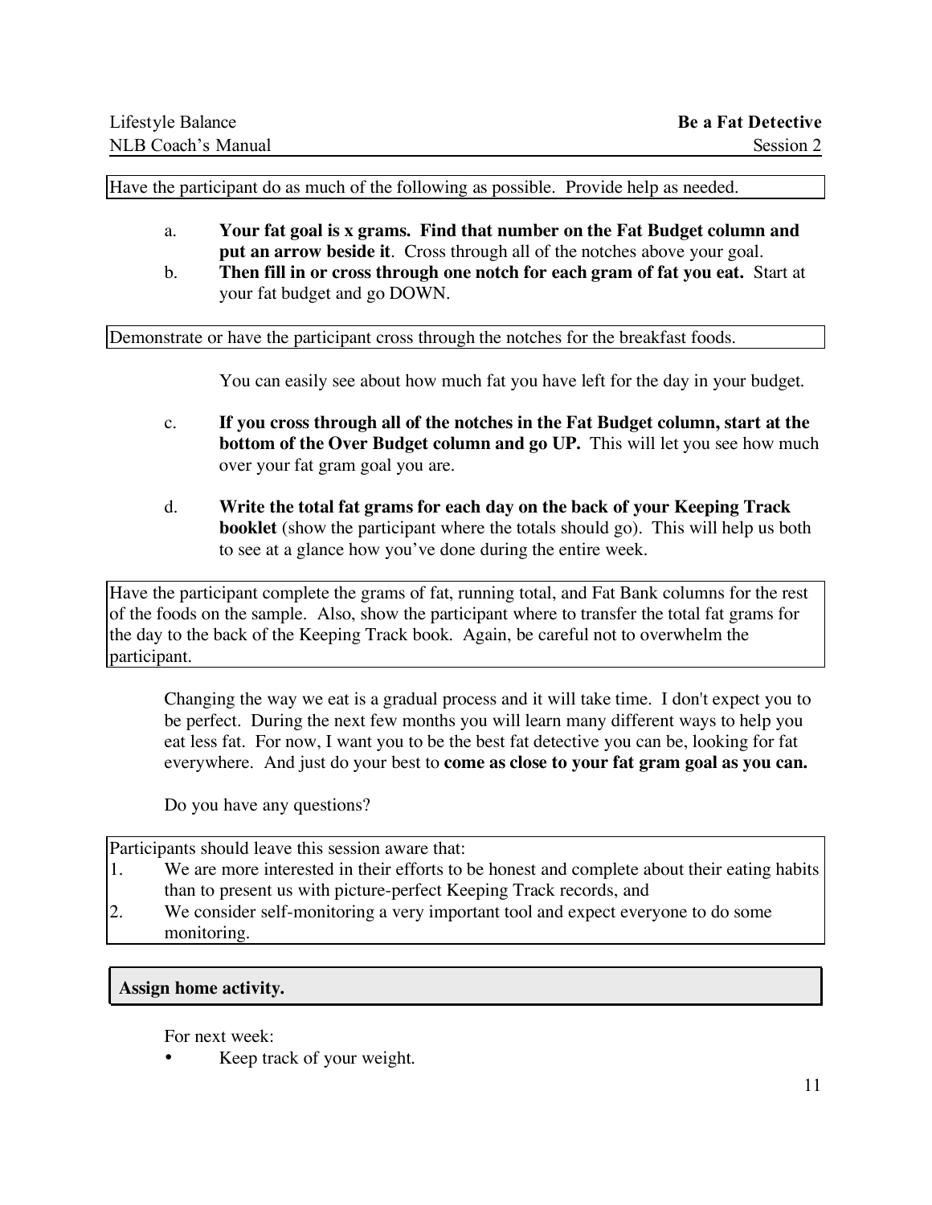Have the participant do as much of the following as possible. Provide help as needed.

a. **Your fat goal is x grams. Find that number on the Fat Budget column and put an arrow beside it**. Cross through all of the notches above your goal.

b. **Then fill in or cross through one notch for each gram of fat you eat.** Start at your fat budget and go DOWN.

Demonstrate or have the participant cross through the notches for the breakfast foods.

You can easily see about how much fat you have left for the day in your budget.

c. **If you cross through all of the notches in the Fat Budget column, start at the bottom of the Over Budget column and go UP.** This will let you see how much over your fat gram goal you are.

d. **Write the total fat grams for each day on the back of your Keeping Track booklet** (show the participant where the totals should go). This will help us both to see at a glance how you've done during the entire week.

Have the participant complete the grams of fat, running total, and Fat Bank columns for the rest of the foods on the sample. Also, show the participant where to transfer the total fat grams for the day to the back of the Keeping Track book. Again, be careful not to overwhelm the participant.

Changing the way we eat is a gradual process and it will take time. I don't expect you to be perfect. During the next few months you will learn many different ways to help you eat less fat. For now, I want you to be the best fat detective you can be, looking for fat everywhere. And just do your best to **come as close to your fat gram goal as you can.**

Do you have any questions?

Participants should leave this session aware that:

1. We are more interested in their efforts to be honest and complete about their eating habits than to present us with picture-perfect Keeping Track records, and
2. We consider self-monitoring a very important tool and expect everyone to do some monitoring.

**Assign home activity.**

For next week:

- Keep track of your weight.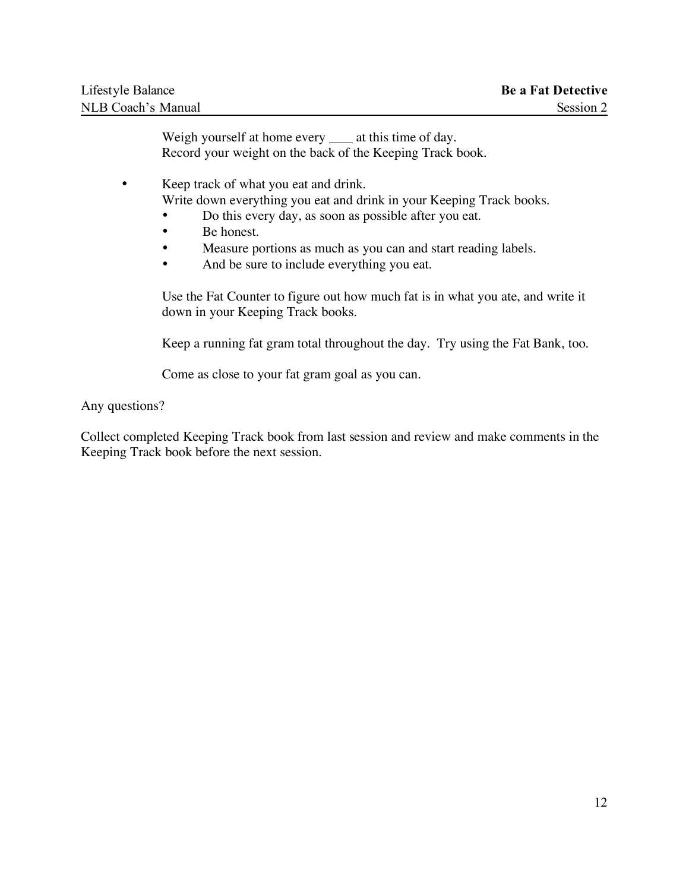Weigh yourself at home every ____ at this time of day.
Record your weight on the back of the Keeping Track book.

- Keep track of what you eat and drink.
  Write down everything you eat and drink in your Keeping Track books.
  - Do this every day, as soon as possible after you eat.
  - Be honest.
  - Measure portions as much as you can and start reading labels.
  - And be sure to include everything you eat.

  Use the Fat Counter to figure out how much fat is in what you ate, and write it down in your Keeping Track books.

  Keep a running fat gram total throughout the day. Try using the Fat Bank, too.

  Come as close to your fat gram goal as you can.

Any questions?

Collect completed Keeping Track book from last session and review and make comments in the Keeping Track book before the next session.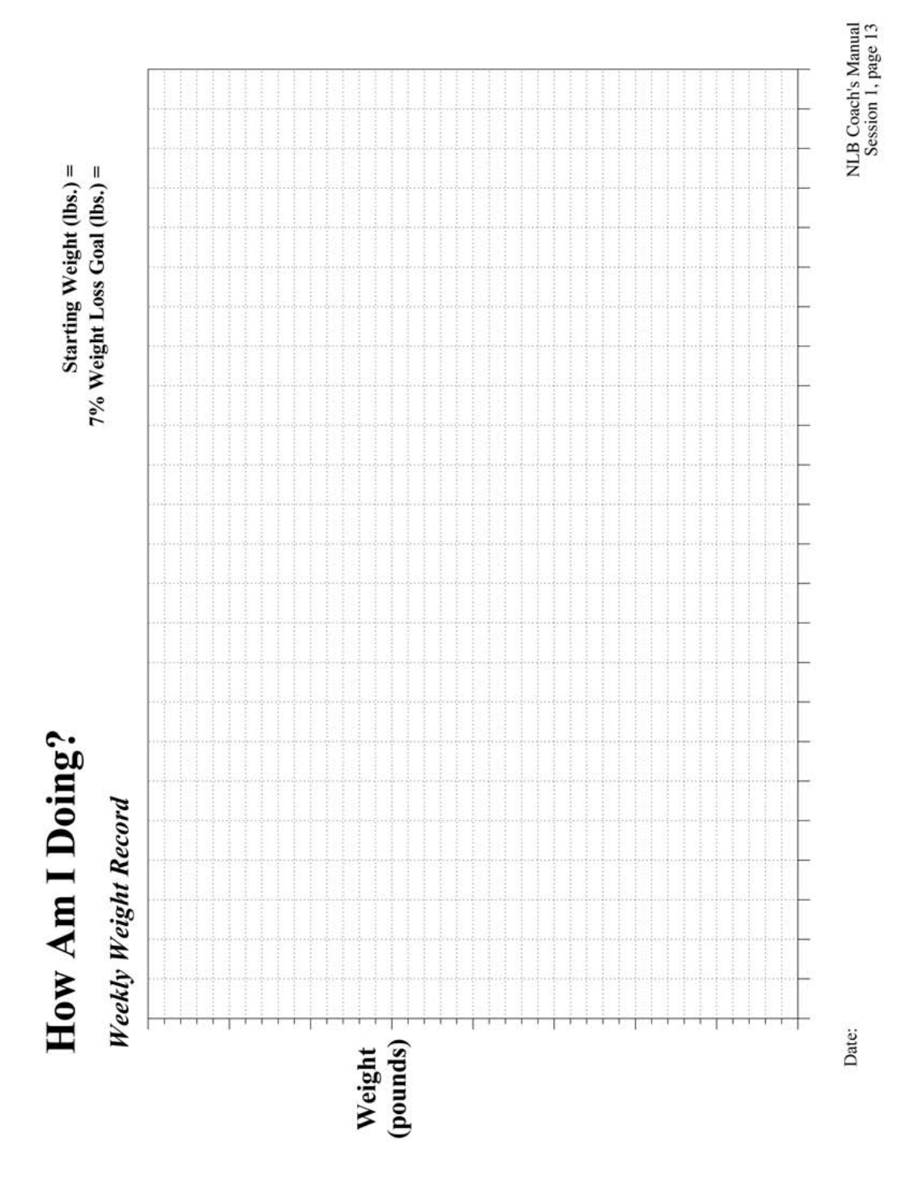# How Am I Doing?

***Weekly Weight Record***

**Starting Weight (lbs.) =**

**7% Weight Loss Goal (lbs.) =**

**Weight (pounds)**

Date:

NLB Coach's Manual
Session 1, page 13